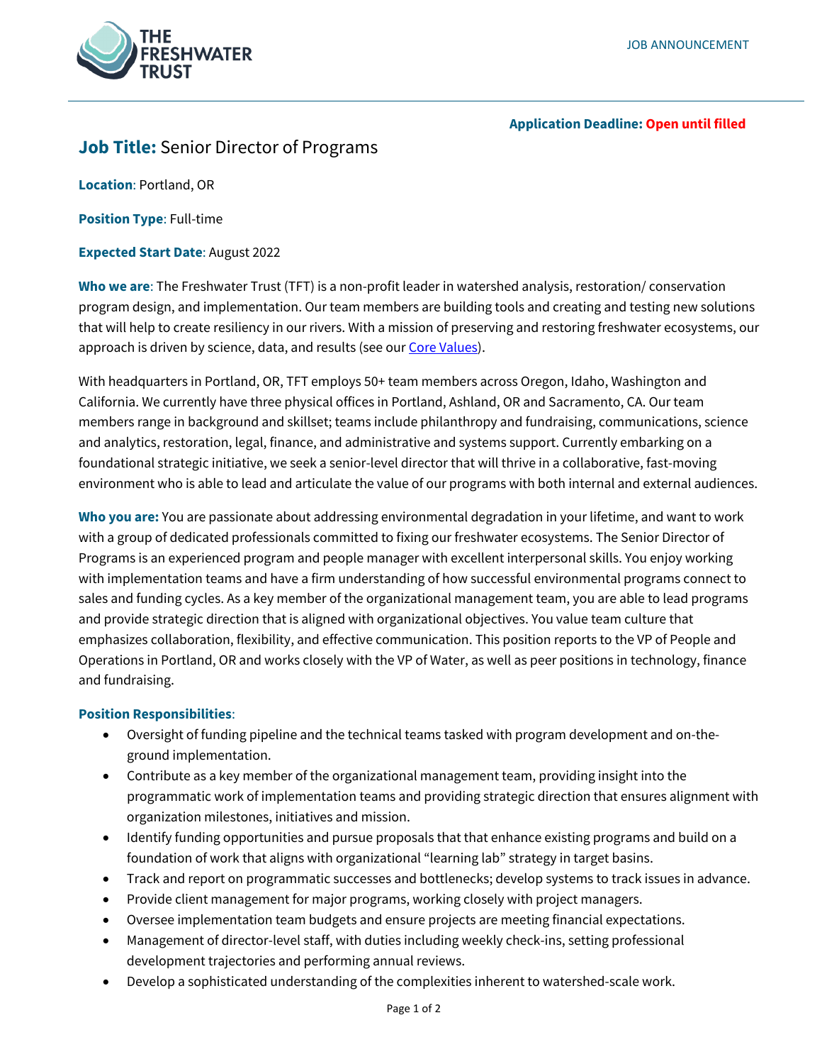JOB ANNOUNCEMENT

**Application Deadline:** Open until filled

## **Job Title:** Senior Director of Programs

**Location**: Portland, OR

**Position Type**: Full-time

**Expected Start Date**: August 2022

**Who we are**: The Freshwater Trust (TFT) is a non-profit leader in watershed analysis, restoration/ conservation program design, and implementation. Our team members are building tools and creating and testing new solutions that will help to create resiliency in our rivers. With a mission of preserving and restoring freshwater ecosystems, our approach is driven by science, data, and results (see our [Core Values](#)).

With headquarters in Portland, OR, TFT employs 50+ team members across Oregon, Idaho, Washington and California. We currently have three physical offices in Portland, Ashland, OR and Sacramento, CA. Our team members range in background and skillset; teams include philanthropy and fundraising, communications, science and analytics, restoration, legal, finance, and administrative and systems support. Currently embarking on a foundational strategic initiative, we seek a senior-level director that will thrive in a collaborative, fast-moving environment who is able to lead and articulate the value of our programs with both internal and external audiences.

**Who you are:** You are passionate about addressing environmental degradation in your lifetime, and want to work with a group of dedicated professionals committed to fixing our freshwater ecosystems. The Senior Director of Programs is an experienced program and people manager with excellent interpersonal skills. You enjoy working with implementation teams and have a firm understanding of how successful environmental programs connect to sales and funding cycles. As a key member of the organizational management team, you are able to lead programs and provide strategic direction that is aligned with organizational objectives. You value team culture that emphasizes collaboration, flexibility, and effective communication. This position reports to the VP of People and Operations in Portland, OR and works closely with the VP of Water, as well as peer positions in technology, finance and fundraising.

**Position Responsibilities**:

- Oversight of funding pipeline and the technical teams tasked with program development and on-the-ground implementation.
- Contribute as a key member of the organizational management team, providing insight into the programmatic work of implementation teams and providing strategic direction that ensures alignment with organization milestones, initiatives and mission.
- Identify funding opportunities and pursue proposals that that enhance existing programs and build on a foundation of work that aligns with organizational "learning lab" strategy in target basins.
- Track and report on programmatic successes and bottlenecks; develop systems to track issues in advance.
- Provide client management for major programs, working closely with project managers.
- Oversee implementation team budgets and ensure projects are meeting financial expectations.
- Management of director-level staff, with duties including weekly check-ins, setting professional development trajectories and performing annual reviews.
- Develop a sophisticated understanding of the complexities inherent to watershed-scale work.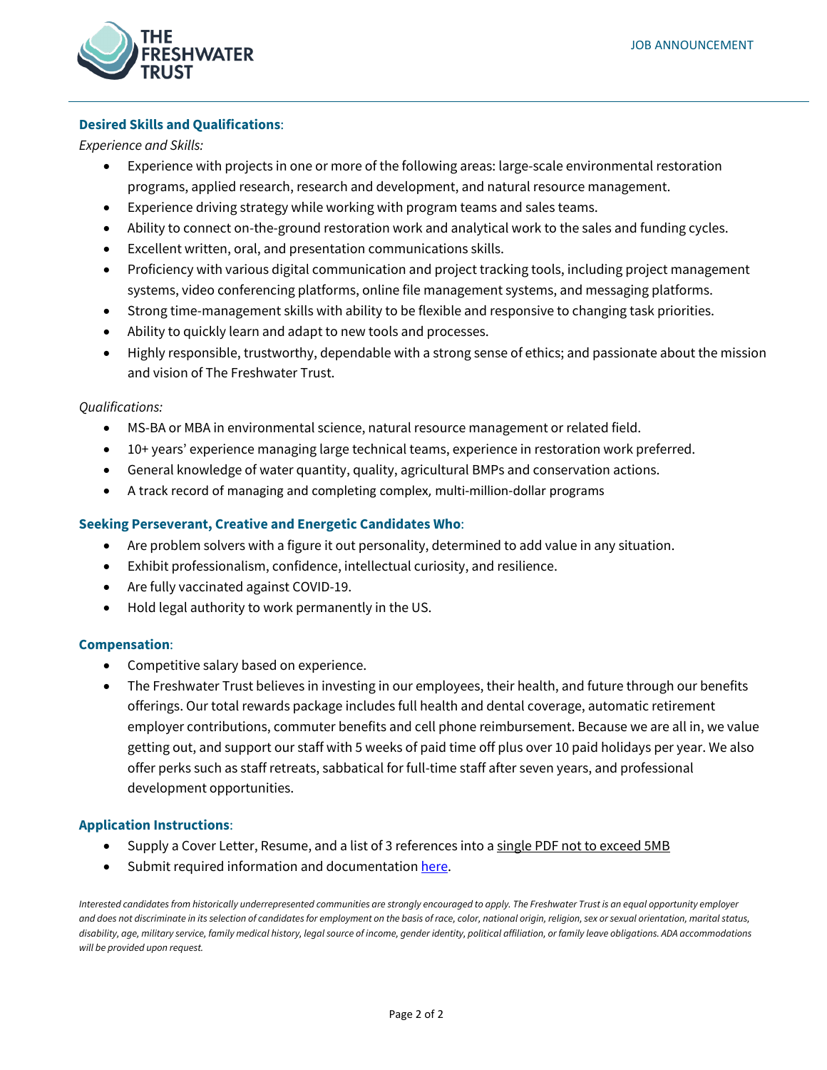**Desired Skills and Qualifications**:

*Experience and Skills:*

- Experience with projects in one or more of the following areas: large-scale environmental restoration programs, applied research, research and development, and natural resource management.
- Experience driving strategy while working with program teams and sales teams.
- Ability to connect on-the-ground restoration work and analytical work to the sales and funding cycles.
- Excellent written, oral, and presentation communications skills.
- Proficiency with various digital communication and project tracking tools, including project management systems, video conferencing platforms, online file management systems, and messaging platforms.
- Strong time-management skills with ability to be flexible and responsive to changing task priorities.
- Ability to quickly learn and adapt to new tools and processes.
- Highly responsible, trustworthy, dependable with a strong sense of ethics; and passionate about the mission and vision of The Freshwater Trust.

*Qualifications:*

- MS-BA or MBA in environmental science, natural resource management or related field.
- 10+ years' experience managing large technical teams, experience in restoration work preferred.
- General knowledge of water quantity, quality, agricultural BMPs and conservation actions.
- A track record of managing and completing complex, multi-million-dollar programs

**Seeking Perseverant, Creative and Energetic Candidates Who**:

- Are problem solvers with a figure it out personality, determined to add value in any situation.
- Exhibit professionalism, confidence, intellectual curiosity, and resilience.
- Are fully vaccinated against COVID-19.
- Hold legal authority to work permanently in the US.

**Compensation**:

- Competitive salary based on experience.
- The Freshwater Trust believes in investing in our employees, their health, and future through our benefits offerings. Our total rewards package includes full health and dental coverage, automatic retirement employer contributions, commuter benefits and cell phone reimbursement. Because we are all in, we value getting out, and support our staff with 5 weeks of paid time off plus over 10 paid holidays per year. We also offer perks such as staff retreats, sabbatical for full-time staff after seven years, and professional development opportunities.

**Application Instructions**:

- Supply a Cover Letter, Resume, and a list of 3 references into a single PDF not to exceed 5MB
- Submit required information and documentation here.

*Interested candidates from historically underrepresented communities are strongly encouraged to apply. The Freshwater Trust is an equal opportunity employer and does not discriminate in its selection of candidates for employment on the basis of race, color, national origin, religion, sex or sexual orientation, marital status, disability, age, military service, family medical history, legal source of income, gender identity, political affiliation, or family leave obligations. ADA accommodations will be provided upon request.*